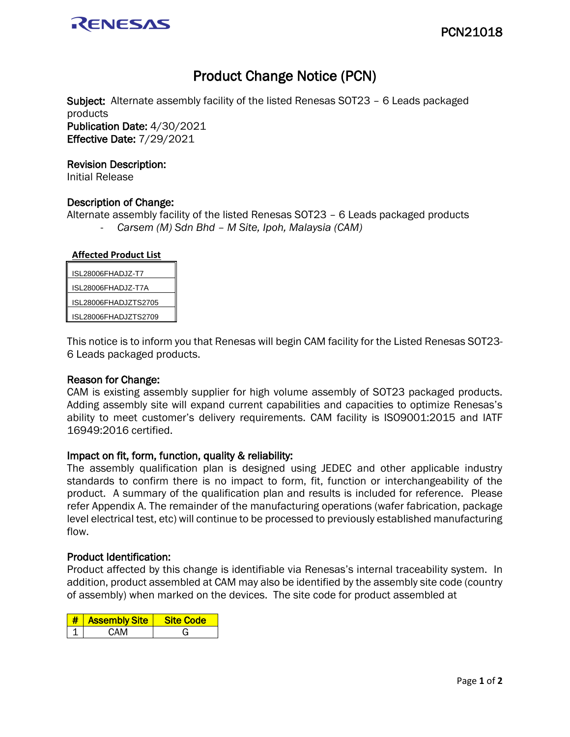RENESAS

PCN21018

# Product Change Notice (PCN)

**Subject:** Alternate assembly facility of the listed Renesas SOT23 – 6 Leads packaged products
**Publication Date:** 4/30/2021
**Effective Date:** 7/29/2021

**Revision Description:**
Initial Release

**Description of Change:**
Alternate assembly facility of the listed Renesas SOT23 – 6 Leads packaged products

- *Carsem (M) Sdn Bhd – M Site, Ipoh, Malaysia (CAM)*

**Affected Product List**

| |
|---|
| ISL28006FHADJZ-T7 |
| ISL28006FHADJZ-T7A |
| ISL28006FHADJZTS2705 |
| ISL28006FHADJZTS2709 |

This notice is to inform you that Renesas will begin CAM facility for the Listed Renesas SOT23-6 Leads packaged products.

**Reason for Change:**
CAM is existing assembly supplier for high volume assembly of SOT23 packaged products. Adding assembly site will expand current capabilities and capacities to optimize Renesas's ability to meet customer's delivery requirements. CAM facility is ISO9001:2015 and IATF 16949:2016 certified.

**Impact on fit, form, function, quality & reliability:**
The assembly qualification plan is designed using JEDEC and other applicable industry standards to confirm there is no impact to form, fit, function or interchangeability of the product. A summary of the qualification plan and results is included for reference. Please refer Appendix A. The remainder of the manufacturing operations (wafer fabrication, package level electrical test, etc) will continue to be processed to previously established manufacturing flow.

**Product Identification:**
Product affected by this change is identifiable via Renesas's internal traceability system. In addition, product assembled at CAM may also be identified by the assembly site code (country of assembly) when marked on the devices. The site code for product assembled at

| # | Assembly Site | Site Code |
|---|---|---|
| 1 | CAM | G |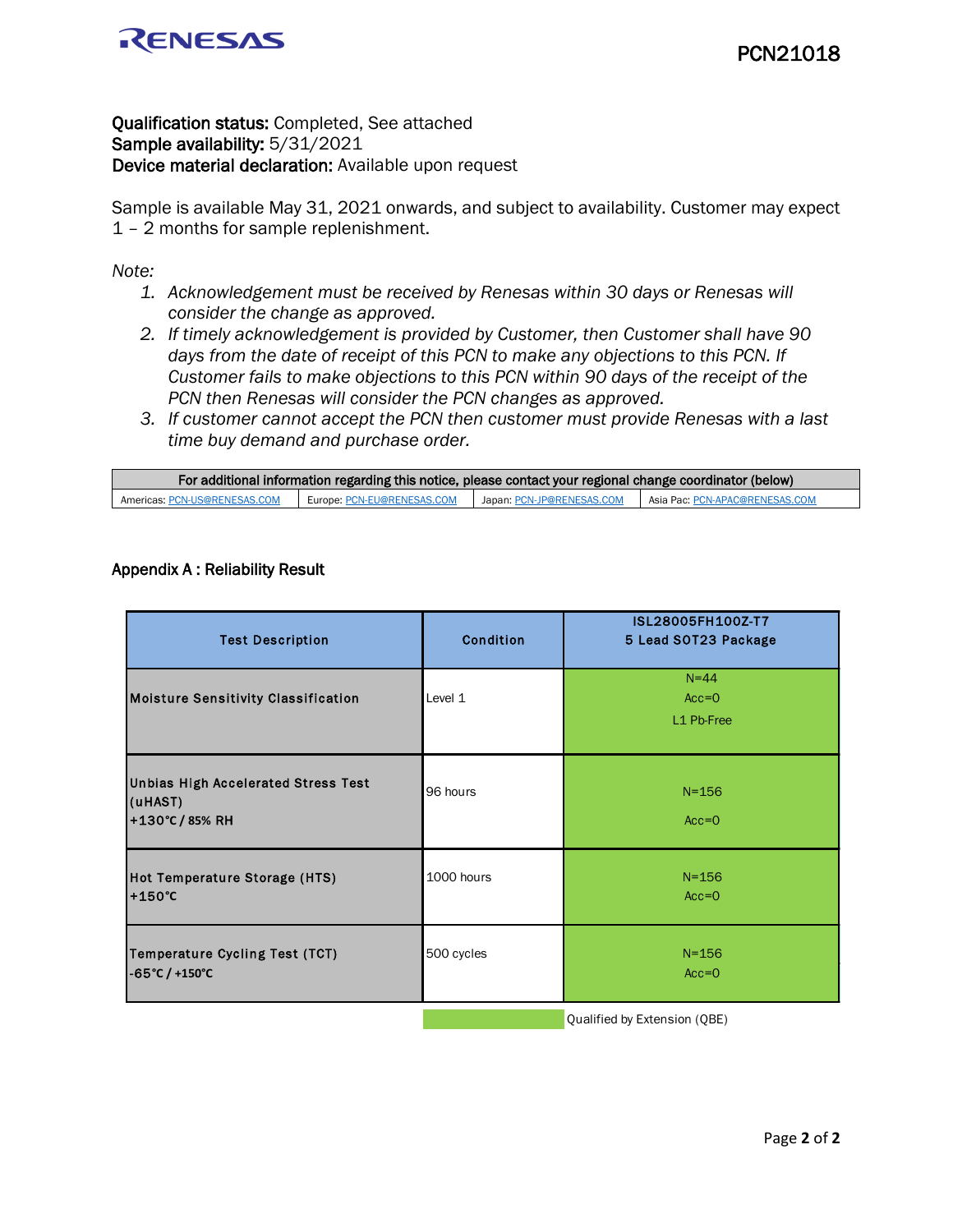**Qualification status:** Completed, See attached
**Sample availability:** 5/31/2021
**Device material declaration:** Available upon request

Sample is available May 31, 2021 onwards, and subject to availability. Customer may expect 1 – 2 months for sample replenishment.

*Note:*

1. *Acknowledgement must be received by Renesas within 30 days or Renesas will consider the change as approved.*
2. *If timely acknowledgement is provided by Customer, then Customer shall have 90 days from the date of receipt of this PCN to make any objections to this PCN. If Customer fails to make objections to this PCN within 90 days of the receipt of the PCN then Renesas will consider the PCN changes as approved.*
3. *If customer cannot accept the PCN then customer must provide Renesas with a last time buy demand and purchase order.*

| For additional information regarding this notice, please contact your regional change coordinator (below) | | | |
|---|---|---|---|
| Americas: PCN-US@RENESAS.COM | Europe: PCN-EU@RENESAS.COM | Japan: PCN-JP@RENESAS.COM | Asia Pac: PCN-APAC@RENESAS.COM |

## Appendix A : Reliability Result

| Test Description | Condition | ISL28005FH100Z-T7 5 Lead SOT23 Package |
|---|---|---|
| Moisture Sensitivity Classification | Level 1 | N=44 Acc=0 L1 Pb-Free |
| Unbias High Accelerated Stress Test (uHAST) +130°C / 85% RH | 96 hours | N=156 Acc=0 |
| Hot Temperature Storage (HTS) +150°C | 1000 hours | N=156 Acc=0 |
| Temperature Cycling Test (TCT) -65°C / +150°C | 500 cycles | N=156 Acc=0 |

Qualified by Extension (QBE)